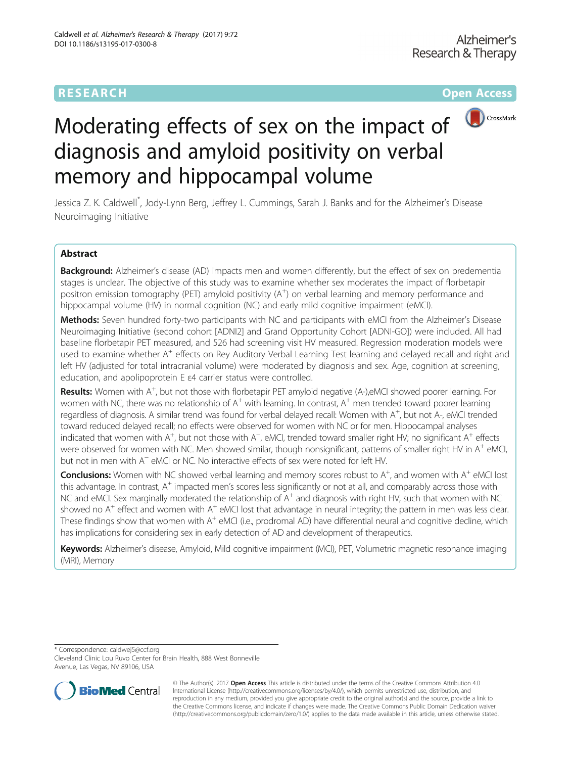RESEARCH Open Access

# Moderating effects of sex on the impact of diagnosis and amyloid positivity on verbal memory and hippocampal volume

Jessica Z. K. Caldwell*, Jody-Lynn Berg, Jeffrey L. Cummings, Sarah J. Banks and for the Alzheimer's Disease Neuroimaging Initiative

## Abstract

**Background:** Alzheimer's disease (AD) impacts men and women differently, but the effect of sex on predementia stages is unclear. The objective of this study was to examine whether sex moderates the impact of florbetapir positron emission tomography (PET) amyloid positivity ($A^+$) on verbal learning and memory performance and hippocampal volume (HV) in normal cognition (NC) and early mild cognitive impairment (eMCI).

**Methods:** Seven hundred forty-two participants with NC and participants with eMCI from the Alzheimer's Disease Neuroimaging Initiative (second cohort [ADNI2] and Grand Opportunity Cohort [ADNI-GO]) were included. All had baseline florbetapir PET measured, and 526 had screening visit HV measured. Regression moderation models were used to examine whether $A^+$ effects on Rey Auditory Verbal Learning Test learning and delayed recall and right and left HV (adjusted for total intracranial volume) were moderated by diagnosis and sex. Age, cognition at screening, education, and apolipoprotein E ε4 carrier status were controlled.

**Results:** Women with $A^+$, but not those with florbetapir PET amyloid negative (A-),eMCI showed poorer learning. For women with NC, there was no relationship of $A^+$ with learning. In contrast, $A^+$ men trended toward poorer learning regardless of diagnosis. A similar trend was found for verbal delayed recall: Women with $A^+$, but not A-, eMCI trended toward reduced delayed recall; no effects were observed for women with NC or for men. Hippocampal analyses indicated that women with $A^+$, but not those with $A^-$, eMCI, trended toward smaller right HV; no significant $A^+$ effects were observed for women with NC. Men showed similar, though nonsignificant, patterns of smaller right HV in $A^+$ eMCI, but not in men with $A^-$ eMCI or NC. No interactive effects of sex were noted for left HV.

**Conclusions:** Women with NC showed verbal learning and memory scores robust to $A^+$, and women with $A^+$ eMCI lost this advantage. In contrast, $A^+$ impacted men's scores less significantly or not at all, and comparably across those with NC and eMCI. Sex marginally moderated the relationship of $A^+$ and diagnosis with right HV, such that women with NC showed no $A^+$ effect and women with $A^+$ eMCI lost that advantage in neural integrity; the pattern in men was less clear. These findings show that women with $A^+$ eMCI (i.e., prodromal AD) have differential neural and cognitive decline, which has implications for considering sex in early detection of AD and development of therapeutics.

**Keywords:** Alzheimer's disease, Amyloid, Mild cognitive impairment (MCI), PET, Volumetric magnetic resonance imaging (MRI), Memory

---

* Correspondence: caldwej5@ccf.org
Cleveland Clinic Lou Ruvo Center for Brain Health, 888 West Bonneville Avenue, Las Vegas, NV 89106, USA

© The Author(s). 2017 **Open Access** This article is distributed under the terms of the Creative Commons Attribution 4.0 International License (http://creativecommons.org/licenses/by/4.0/), which permits unrestricted use, distribution, and reproduction in any medium, provided you give appropriate credit to the original author(s) and the source, provide a link to the Creative Commons license, and indicate if changes were made. The Creative Commons Public Domain Dedication waiver (http://creativecommons.org/publicdomain/zero/1.0/) applies to the data made available in this article, unless otherwise stated.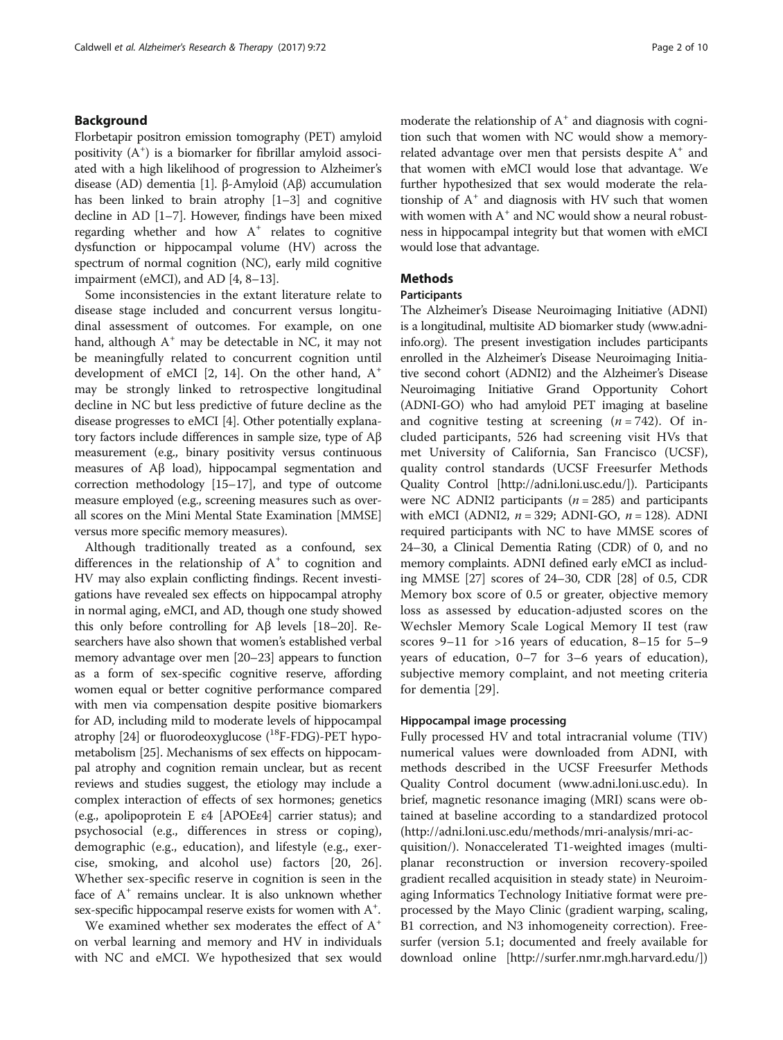## Background

Florbetapir positron emission tomography (PET) amyloid positivity ($A^+$) is a biomarker for fibrillar amyloid associated with a high likelihood of progression to Alzheimer's disease (AD) dementia [1]. β-Amyloid (Aβ) accumulation has been linked to brain atrophy [1–3] and cognitive decline in AD [1–7]. However, findings have been mixed regarding whether and how $A^+$ relates to cognitive dysfunction or hippocampal volume (HV) across the spectrum of normal cognition (NC), early mild cognitive impairment (eMCI), and AD [4, 8–13].

Some inconsistencies in the extant literature relate to disease stage included and concurrent versus longitudinal assessment of outcomes. For example, on one hand, although $A^+$ may be detectable in NC, it may not be meaningfully related to concurrent cognition until development of eMCI [2, 14]. On the other hand, $A^+$ may be strongly linked to retrospective longitudinal decline in NC but less predictive of future decline as the disease progresses to eMCI [4]. Other potentially explanatory factors include differences in sample size, type of Aβ measurement (e.g., binary positivity versus continuous measures of Aβ load), hippocampal segmentation and correction methodology [15–17], and type of outcome measure employed (e.g., screening measures such as overall scores on the Mini Mental State Examination [MMSE] versus more specific memory measures).

Although traditionally treated as a confound, sex differences in the relationship of $A^+$ to cognition and HV may also explain conflicting findings. Recent investigations have revealed sex effects on hippocampal atrophy in normal aging, eMCI, and AD, though one study showed this only before controlling for Aβ levels [18–20]. Researchers have also shown that women's established verbal memory advantage over men [20–23] appears to function as a form of sex-specific cognitive reserve, affording women equal or better cognitive performance compared with men via compensation despite positive biomarkers for AD, including mild to moderate levels of hippocampal atrophy [24] or fluorodeoxyglucose ($^{18}$F-FDG)-PET hypometabolism [25]. Mechanisms of sex effects on hippocampal atrophy and cognition remain unclear, but as recent reviews and studies suggest, the etiology may include a complex interaction of effects of sex hormones; genetics (e.g., apolipoprotein E ε4 [APOEε4] carrier status); and psychosocial (e.g., differences in stress or coping), demographic (e.g., education), and lifestyle (e.g., exercise, smoking, and alcohol use) factors [20, 26]. Whether sex-specific reserve in cognition is seen in the face of $A^+$ remains unclear. It is also unknown whether sex-specific hippocampal reserve exists for women with $A^+$.

We examined whether sex moderates the effect of $A^+$ on verbal learning and memory and HV in individuals with NC and eMCI. We hypothesized that sex would moderate the relationship of $A^+$ and diagnosis with cognition such that women with NC would show a memory-related advantage over men that persists despite $A^+$ and that women with eMCI would lose that advantage. We further hypothesized that sex would moderate the relationship of $A^+$ and diagnosis with HV such that women with women with $A^+$ and NC would show a neural robustness in hippocampal integrity but that women with eMCI would lose that advantage.

## Methods

### Participants

The Alzheimer's Disease Neuroimaging Initiative (ADNI) is a longitudinal, multisite AD biomarker study (www.adni-info.org). The present investigation includes participants enrolled in the Alzheimer's Disease Neuroimaging Initiative second cohort (ADNI2) and the Alzheimer's Disease Neuroimaging Initiative Grand Opportunity Cohort (ADNI-GO) who had amyloid PET imaging at baseline and cognitive testing at screening ($n = 742$). Of included participants, 526 had screening visit HVs that met University of California, San Francisco (UCSF), quality control standards (UCSF Freesurfer Methods Quality Control [http://adni.loni.usc.edu/]). Participants were NC ADNI2 participants ($n = 285$) and participants with eMCI (ADNI2, $n = 329$; ADNI-GO, $n = 128$). ADNI required participants with NC to have MMSE scores of 24–30, a Clinical Dementia Rating (CDR) of 0, and no memory complaints. ADNI defined early eMCI as including MMSE [27] scores of 24–30, CDR [28] of 0.5, CDR Memory box score of 0.5 or greater, objective memory loss as assessed by education-adjusted scores on the Wechsler Memory Scale Logical Memory II test (raw scores 9–11 for >16 years of education, 8–15 for 5–9 years of education, 0–7 for 3–6 years of education), subjective memory complaint, and not meeting criteria for dementia [29].

### Hippocampal image processing

Fully processed HV and total intracranial volume (TIV) numerical values were downloaded from ADNI, with methods described in the UCSF Freesurfer Methods Quality Control document (www.adni.loni.usc.edu). In brief, magnetic resonance imaging (MRI) scans were obtained at baseline according to a standardized protocol (http://adni.loni.usc.edu/methods/mri-analysis/mri-acquisition/). Nonaccelerated T1-weighted images (multiplanar reconstruction or inversion recovery-spoiled gradient recalled acquisition in steady state) in Neuroimaging Informatics Technology Initiative format were preprocessed by the Mayo Clinic (gradient warping, scaling, B1 correction, and N3 inhomogeneity correction). Freesurfer (version 5.1; documented and freely available for download online [http://surfer.nmr.mgh.harvard.edu/])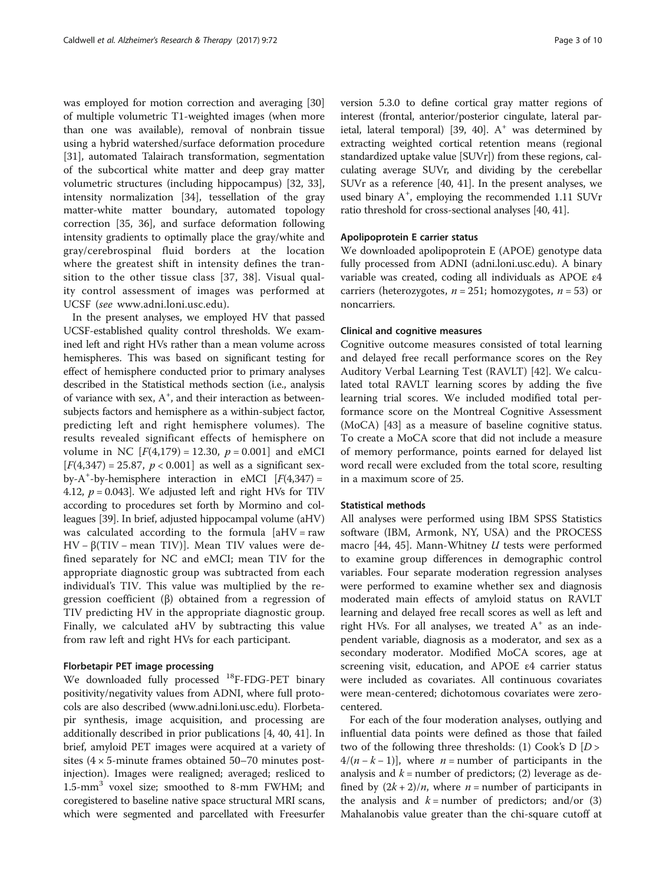was employed for motion correction and averaging [30] of multiple volumetric T1-weighted images (when more than one was available), removal of nonbrain tissue using a hybrid watershed/surface deformation procedure [31], automated Talairach transformation, segmentation of the subcortical white matter and deep gray matter volumetric structures (including hippocampus) [32, 33], intensity normalization [34], tessellation of the gray matter-white matter boundary, automated topology correction [35, 36], and surface deformation following intensity gradients to optimally place the gray/white and gray/cerebrospinal fluid borders at the location where the greatest shift in intensity defines the transition to the other tissue class [37, 38]. Visual quality control assessment of images was performed at UCSF (*see* www.adni.loni.usc.edu).

In the present analyses, we employed HV that passed UCSF-established quality control thresholds. We examined left and right HVs rather than a mean volume across hemispheres. This was based on significant testing for effect of hemisphere conducted prior to primary analyses described in the Statistical methods section (i.e., analysis of variance with sex, $A^+$, and their interaction as between-subjects factors and hemisphere as a within-subject factor, predicting left and right hemisphere volumes). The results revealed significant effects of hemisphere on volume in NC [$F(4,179) = 12.30$, $p = 0.001$] and eMCI [$F(4,347) = 25.87$, $p < 0.001$] as well as a significant sex-by-$A^+$-by-hemisphere interaction in eMCI [$F(4,347) = 4.12$, $p = 0.043$]. We adjusted left and right HVs for TIV according to procedures set forth by Mormino and colleagues [39]. In brief, adjusted hippocampal volume (aHV) was calculated according to the formula [aHV = raw HV – β(TIV – mean TIV)]. Mean TIV values were defined separately for NC and eMCI; mean TIV for the appropriate diagnostic group was subtracted from each individual's TIV. This value was multiplied by the regression coefficient (β) obtained from a regression of TIV predicting HV in the appropriate diagnostic group. Finally, we calculated aHV by subtracting this value from raw left and right HVs for each participant.

#### Florbetapir PET image processing

We downloaded fully processed $^{18}$F-FDG-PET binary positivity/negativity values from ADNI, where full protocols are also described (www.adni.loni.usc.edu). Florbetapir synthesis, image acquisition, and processing are additionally described in prior publications [4, 40, 41]. In brief, amyloid PET images were acquired at a variety of sites (4 × 5-minute frames obtained 50–70 minutes post-injection). Images were realigned; averaged; resliced to 1.5-mm$^3$ voxel size; smoothed to 8-mm FWHM; and coregistered to baseline native space structural MRI scans, which were segmented and parcellated with Freesurfer version 5.3.0 to define cortical gray matter regions of interest (frontal, anterior/posterior cingulate, lateral parietal, lateral temporal) [39, 40]. $A^+$ was determined by extracting weighted cortical retention means (regional standardized uptake value [SUVr]) from these regions, calculating average SUVr, and dividing by the cerebellar SUVr as a reference [40, 41]. In the present analyses, we used binary $A^+$, employing the recommended 1.11 SUVr ratio threshold for cross-sectional analyses [40, 41].

#### Apolipoprotein E carrier status

We downloaded apolipoprotein E (APOE) genotype data fully processed from ADNI (adni.loni.usc.edu). A binary variable was created, coding all individuals as APOE ε4 carriers (heterozygotes, $n = 251$; homozygotes, $n = 53$) or noncarriers.

#### Clinical and cognitive measures

Cognitive outcome measures consisted of total learning and delayed free recall performance scores on the Rey Auditory Verbal Learning Test (RAVLT) [42]. We calculated total RAVLT learning scores by adding the five learning trial scores. We included modified total performance score on the Montreal Cognitive Assessment (MoCA) [43] as a measure of baseline cognitive status. To create a MoCA score that did not include a measure of memory performance, points earned for delayed list word recall were excluded from the total score, resulting in a maximum score of 25.

#### Statistical methods

All analyses were performed using IBM SPSS Statistics software (IBM, Armonk, NY, USA) and the PROCESS macro [44, 45]. Mann-Whitney *U* tests were performed to examine group differences in demographic control variables. Four separate moderation regression analyses were performed to examine whether sex and diagnosis moderated main effects of amyloid status on RAVLT learning and delayed free recall scores as well as left and right HVs. For all analyses, we treated $A^+$ as an independent variable, diagnosis as a moderator, and sex as a secondary moderator. Modified MoCA scores, age at screening visit, education, and APOE ε4 carrier status were included as covariates. All continuous covariates were mean-centered; dichotomous covariates were zero-centered.

For each of the four moderation analyses, outlying and influential data points were defined as those that failed two of the following three thresholds: (1) Cook's D [$D > 4/(n - k - 1)$], where $n$ = number of participants in the analysis and $k$ = number of predictors; (2) leverage as defined by $(2k + 2)/n$, where $n$ = number of participants in the analysis and $k$ = number of predictors; and/or (3) Mahalanobis value greater than the chi-square cutoff at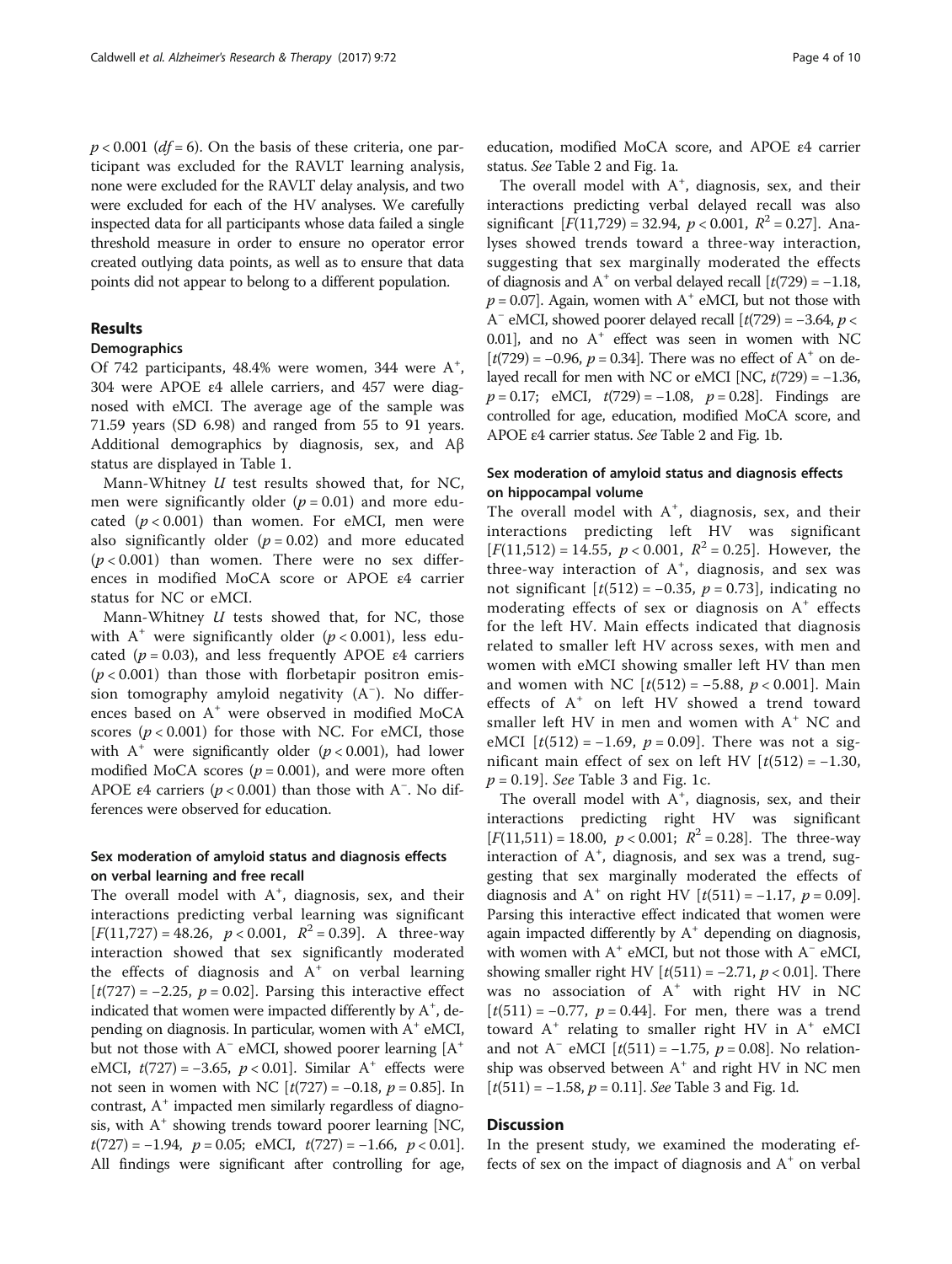$p < 0.001$ ($df = 6$). On the basis of these criteria, one participant was excluded for the RAVLT learning analysis, none were excluded for the RAVLT delay analysis, and two were excluded for each of the HV analyses. We carefully inspected data for all participants whose data failed a single threshold measure in order to ensure no operator error created outlying data points, as well as to ensure that data points did not appear to belong to a different population.

## Results

### Demographics

Of 742 participants, 48.4% were women, 344 were $A^+$, 304 were APOE ε4 allele carriers, and 457 were diagnosed with eMCI. The average age of the sample was 71.59 years (SD 6.98) and ranged from 55 to 91 years. Additional demographics by diagnosis, sex, and Aβ status are displayed in Table 1.

Mann-Whitney *U* test results showed that, for NC, men were significantly older ($p = 0.01$) and more educated ($p < 0.001$) than women. For eMCI, men were also significantly older ($p = 0.02$) and more educated ($p < 0.001$) than women. There were no sex differences in modified MoCA score or APOE ε4 carrier status for NC or eMCI.

Mann-Whitney *U* tests showed that, for NC, those with $A^+$ were significantly older ($p < 0.001$), less educated ($p = 0.03$), and less frequently APOE ε4 carriers ($p < 0.001$) than those with florbetapir positron emission tomography amyloid negativity ($A^-$). No differences based on $A^+$ were observed in modified MoCA scores ($p < 0.001$) for those with NC. For eMCI, those with $A^+$ were significantly older ($p < 0.001$), had lower modified MoCA scores ($p = 0.001$), and were more often APOE ε4 carriers ($p < 0.001$) than those with $A^-$. No differences were observed for education.

### Sex moderation of amyloid status and diagnosis effects on verbal learning and free recall

The overall model with $A^+$, diagnosis, sex, and their interactions predicting verbal learning was significant [$F(11,727) = 48.26$, $p < 0.001$, $R^2 = 0.39$]. A three-way interaction showed that sex significantly moderated the effects of diagnosis and $A^+$ on verbal learning [$t(727) = -2.25$, $p = 0.02$]. Parsing this interactive effect indicated that women were impacted differently by $A^+$, depending on diagnosis. In particular, women with $A^+$ eMCI, but not those with $A^-$ eMCI, showed poorer learning [$A^+$ eMCI, $t(727) = -3.65$, $p < 0.01$]. Similar $A^+$ effects were not seen in women with NC [$t(727) = -0.18$, $p = 0.85$]. In contrast, $A^+$ impacted men similarly regardless of diagnosis, with $A^+$ showing trends toward poorer learning [NC, $t(727) = -1.94$, $p = 0.05$; eMCI, $t(727) = -1.66$, $p < 0.01$]. All findings were significant after controlling for age, education, modified MoCA score, and APOE ε4 carrier status. *See* Table 2 and Fig. 1a.

The overall model with $A^+$, diagnosis, sex, and their interactions predicting verbal delayed recall was also significant [$F(11,729) = 32.94$, $p < 0.001$, $R^2 = 0.27$]. Analyses showed trends toward a three-way interaction, suggesting that sex marginally moderated the effects of diagnosis and $A^+$ on verbal delayed recall [$t(729) = -1.18$, $p = 0.07$]. Again, women with $A^+$ eMCI, but not those with $A^-$ eMCI, showed poorer delayed recall [$t(729) = -3.64$, $p < 0.01$], and no $A^+$ effect was seen in women with NC [$t(729) = -0.96$, $p = 0.34$]. There was no effect of $A^+$ on delayed recall for men with NC or eMCI [NC, $t(729) = -1.36$, $p = 0.17$; eMCI, $t(729) = -1.08$, $p = 0.28$]. Findings are controlled for age, education, modified MoCA score, and APOE ε4 carrier status. *See* Table 2 and Fig. 1b.

### Sex moderation of amyloid status and diagnosis effects on hippocampal volume

The overall model with $A^+$, diagnosis, sex, and their interactions predicting left HV was significant [$F(11,512) = 14.55$, $p < 0.001$, $R^2 = 0.25$]. However, the three-way interaction of $A^+$, diagnosis, and sex was not significant [$t(512) = -0.35$, $p = 0.73$], indicating no moderating effects of sex or diagnosis on $A^+$ effects for the left HV. Main effects indicated that diagnosis related to smaller left HV across sexes, with men and women with eMCI showing smaller left HV than men and women with NC [$t(512) = -5.88$, $p < 0.001$]. Main effects of $A^+$ on left HV showed a trend toward smaller left HV in men and women with $A^+$ NC and eMCI [$t(512) = -1.69$, $p = 0.09$]. There was not a significant main effect of sex on left HV [$t(512) = -1.30$, $p = 0.19$]. *See* Table 3 and Fig. 1c.

The overall model with $A^+$, diagnosis, sex, and their interactions predicting right HV was significant [$F(11,511) = 18.00$, $p < 0.001$; $R^2 = 0.28$]. The three-way interaction of $A^+$, diagnosis, and sex was a trend, suggesting that sex marginally moderated the effects of diagnosis and $A^+$ on right HV [$t(511) = -1.17$, $p = 0.09$]. Parsing this interactive effect indicated that women were again impacted differently by $A^+$ depending on diagnosis, with women with $A^+$ eMCI, but not those with $A^-$ eMCI, showing smaller right HV [$t(511) = -2.71$, $p < 0.01$]. There was no association of $A^+$ with right HV in NC [$t(511) = -0.77$, $p = 0.44$]. For men, there was a trend toward $A^+$ relating to smaller right HV in $A^+$ eMCI and not $A^-$ eMCI [$t(511) = -1.75$, $p = 0.08$]. No relationship was observed between $A^+$ and right HV in NC men [$t(511) = -1.58$, $p = 0.11$]. *See* Table 3 and Fig. 1d.

## Discussion

In the present study, we examined the moderating effects of sex on the impact of diagnosis and $A^+$ on verbal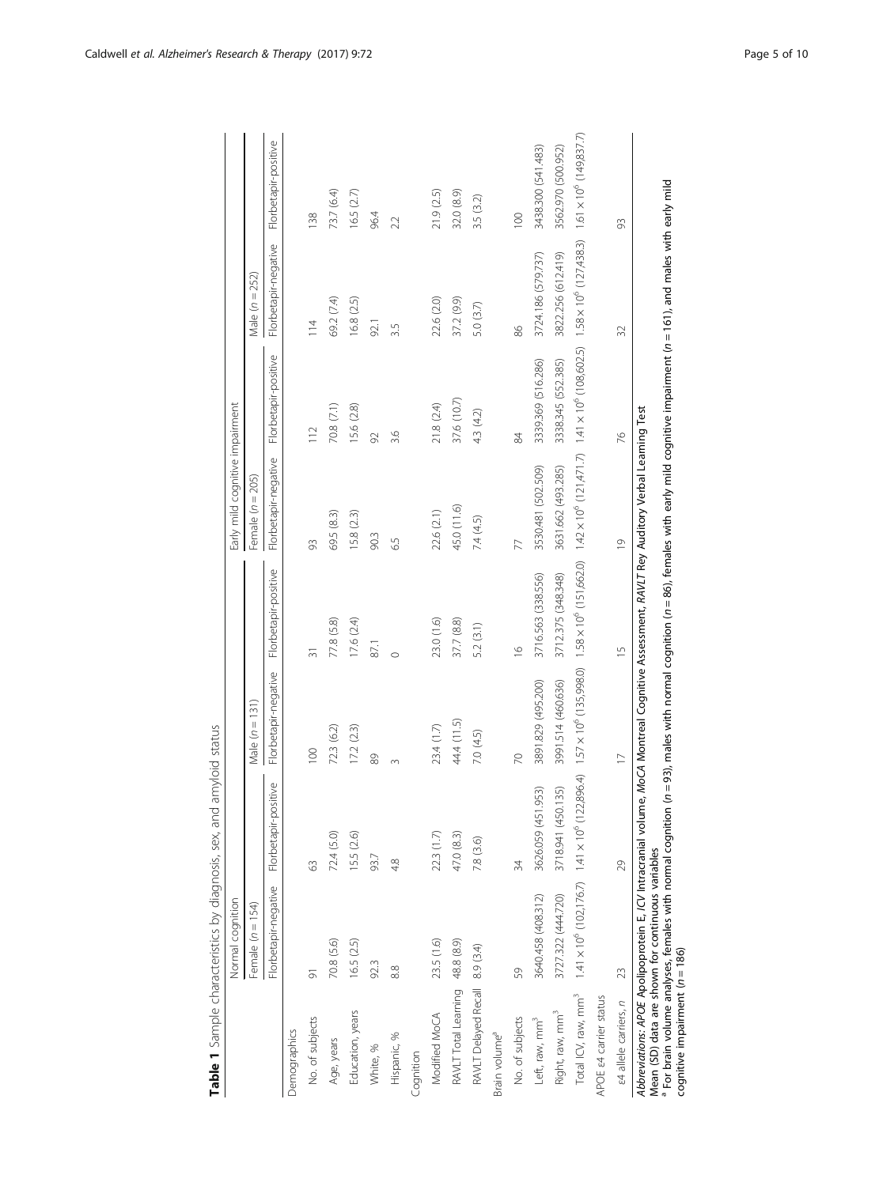**Table 1** Sample characteristics by diagnosis, sex, and amyloid status

| | Normal cognition | | | | Early mild cognitive impairment | | | |
|---|---|---|---|---|---|---|---|---|
| | Female ($n = 154$) | | Male ($n = 131$) | | Female ($n = 205$) | | Male ($n = 252$) | |
| | Florbetapir-negative | Florbetapir-positive | Florbetapir-negative | Florbetapir-positive | Florbetapir-negative | Florbetapir-positive | Florbetapir-negative | Florbetapir-positive |
| Demographics | | | | | | | | |
| No. of subjects | 91 | 63 | 100 | 31 | 93 | 112 | 114 | 138 |
| Age, years | 70.8 (5.6) | 72.4 (5.0) | 72.3 (6.2) | 77.8 (5.8) | 69.5 (8.3) | 70.8 (7.1) | 69.2 (7.4) | 73.7 (6.4) |
| Education, years | 16.5 (2.5) | 15.5 (2.6) | 17.2 (2.3) | 17.6 (2.4) | 15.8 (2.3) | 15.6 (2.8) | 16.8 (2.5) | 16.5 (2.7) |
| White, % | 92.3 | 93.7 | 89 | 87.1 | 90.3 | 92 | 92.1 | 96.4 |
| Hispanic, % | 8.8 | 4.8 | 3 | 0 | 6.5 | 3.6 | 3.5 | 2.2 |
| Cognition | | | | | | | | |
| Modified MoCA | 23.5 (1.6) | 22.3 (1.7) | 23.4 (1.7) | 23.0 (1.6) | 22.6 (2.1) | 21.8 (2.4) | 22.6 (2.0) | 21.9 (2.5) |
| RAVLT Total Learning | 48.8 (8.9) | 47.0 (8.3) | 44.4 (11.5) | 37.7 (8.8) | 45.0 (11.6) | 37.6 (10.7) | 37.2 (9.9) | 32.0 (8.9) |
| RAVLT Delayed Recall | 8.9 (3.4) | 7.8 (3.6) | 7.0 (4.5) | 5.2 (3.1) | 7.4 (4.5) | 4.3 (4.2) | 5.0 (3.7) | 3.5 (3.2) |
| Brain volume[a] | | | | | | | | |
| No. of subjects | 59 | 34 | 70 | 16 | 77 | 84 | 86 | 100 |
| Left, raw, mm$^3$ | 3640.458 (408.312) | 3626.059 (451.953) | 3891.829 (495.200) | 3716.563 (338.556) | 3530.481 (502.509) | 3339.369 (516.286) | 3724.186 (579.737) | 3438.300 (541.483) |
| Right, raw, mm$^3$ | 3727.322 (444.720) | 3718.941 (450.135) | 3991.514 (460.636) | 3712.375 (348.348) | 3631.662 (493.285) | 3338.345 (552.385) | 3822.256 (612.419) | 3562.970 (500.952) |
| Total ICV, raw, mm$^3$ | $1.41 \times 10^6$ (102,176.7) | $1.41 \times 10^6$ (122,896.4) | $1.57 \times 10^6$ (135,998.0) | $1.58 \times 10^6$ (151,662.0) | $1.42 \times 10^6$ (121,471.7) | $1.41 \times 10^6$ (108,602.5) | $1.58 \times 10^6$ (127,438.3) | $1.61 \times 10^6$ (149,837.7) |
| APOE ε4 carrier status | | | | | | | | |
| ε4 allele carriers, n | 23 | 29 | 17 | 15 | 19 | 76 | 32 | 93 |

*Abbreviations*: *APOE* Apolipoprotein E, *ICV* Intracranial volume, *MoCA* Montreal Cognitive Assessment, *RAVLT* Rey Auditory Verbal Learning Test

Mean (SD) data are shown for continuous variables

[a] For brain volume analyses, females with normal cognition ($n = 93$), males with normal cognition ($n = 86$), females with early mild cognitive impairment ($n = 161$), and males with early mild cognitive impairment ($n = 186$)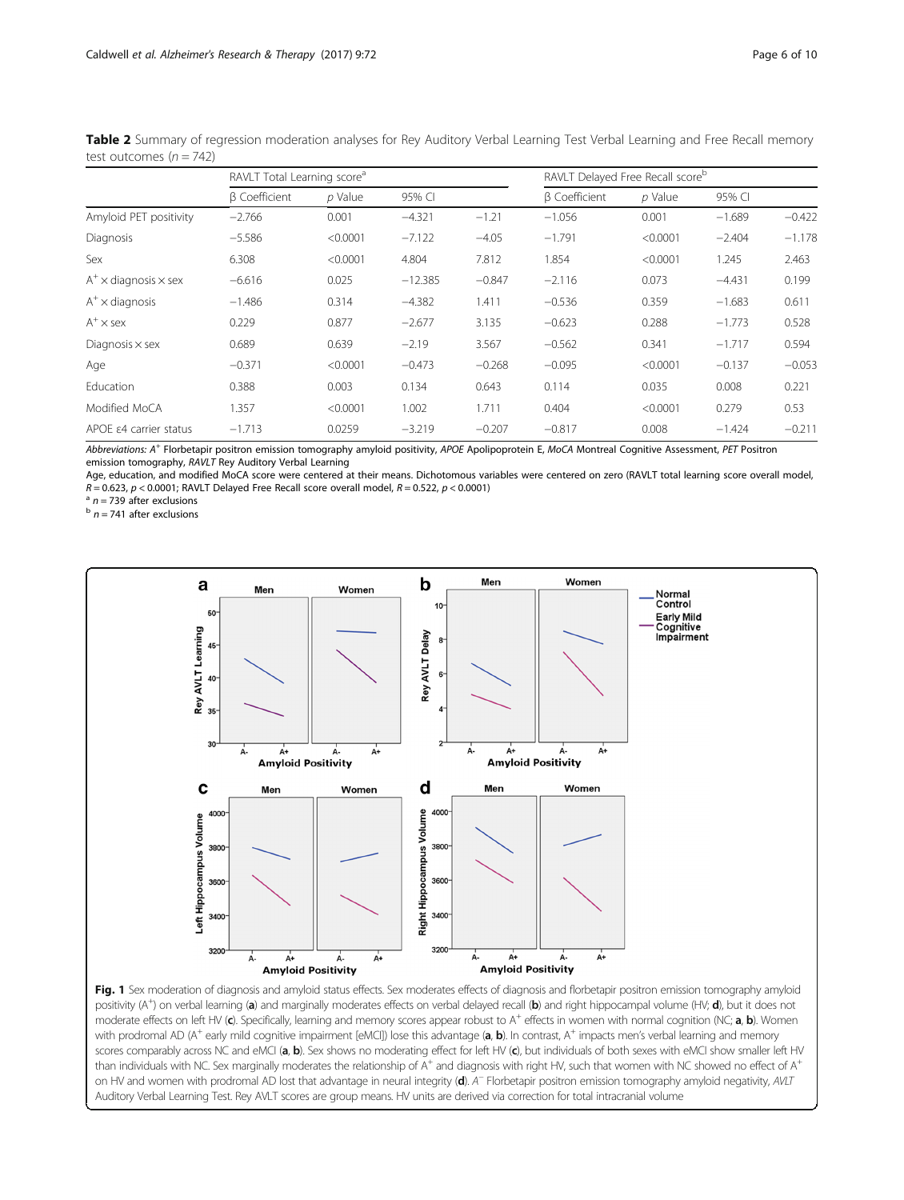**Table 2** Summary of regression moderation analyses for Rey Auditory Verbal Learning Test Verbal Learning and Free Recall memory test outcomes ($n = 742$)

| | RAVLT Total Learning score[a] | | | | RAVLT Delayed Free Recall score[b] | | | |
|---|---|---|---|---|---|---|---|---|
| | β Coefficient | *p* Value | 95% CI | | β Coefficient | *p* Value | 95% CI | |
| Amyloid PET positivity | −2.766 | 0.001 | −4.321 | −1.21 | −1.056 | 0.001 | −1.689 | −0.422 |
| Diagnosis | −5.586 | <0.0001 | −7.122 | −4.05 | −1.791 | <0.0001 | −2.404 | −1.178 |
| Sex | 6.308 | <0.0001 | 4.804 | 7.812 | 1.854 | <0.0001 | 1.245 | 2.463 |
| $A^+$ × diagnosis × sex | −6.616 | 0.025 | −12.385 | −0.847 | −2.116 | 0.073 | −4.431 | 0.199 |
| $A^+$ × diagnosis | −1.486 | 0.314 | −4.382 | 1.411 | −0.536 | 0.359 | −1.683 | 0.611 |
| $A^+$ × sex | 0.229 | 0.877 | −2.677 | 3.135 | −0.623 | 0.288 | −1.773 | 0.528 |
| Diagnosis × sex | 0.689 | 0.639 | −2.19 | 3.567 | −0.562 | 0.341 | −1.717 | 0.594 |
| Age | −0.371 | <0.0001 | −0.473 | −0.268 | −0.095 | <0.0001 | −0.137 | −0.053 |
| Education | 0.388 | 0.003 | 0.134 | 0.643 | 0.114 | 0.035 | 0.008 | 0.221 |
| Modified MoCA | 1.357 | <0.0001 | 1.002 | 1.711 | 0.404 | <0.0001 | 0.279 | 0.53 |
| APOE ε4 carrier status | −1.713 | 0.0259 | −3.219 | −0.207 | −0.817 | 0.008 | −1.424 | −0.211 |

*Abbreviations:* $A^+$ Florbetapir positron emission tomography amyloid positivity, *APOE* Apolipoprotein E, *MoCA* Montreal Cognitive Assessment, *PET* Positron emission tomography, *RAVLT* Rey Auditory Verbal Learning

Age, education, and modified MoCA score were centered at their means. Dichotomous variables were centered on zero (RAVLT total learning score overall model, $R = 0.623$, $p < 0.0001$; RAVLT Delayed Free Recall score overall model, $R = 0.522$, $p < 0.0001$)

[a] $n = 739$ after exclusions

[b] $n = 741$ after exclusions

**Fig. 1** Sex moderation of diagnosis and amyloid status effects. Sex moderates effects of diagnosis and florbetapir positron emission tomography amyloid positivity ($A^+$) on verbal learning (**a**) and marginally moderates effects on verbal delayed recall (**b**) and right hippocampal volume (HV; **d**), but it does not moderate effects on left HV (**c**). Specifically, learning and memory scores appear robust to $A^+$ effects in women with normal cognition (NC; **a**, **b**). Women with prodromal AD ($A^+$ early mild cognitive impairment [eMCI]) lose this advantage (**a**, **b**). In contrast, $A^+$ impacts men's verbal learning and memory scores comparably across NC and eMCI (**a**, **b**). Sex shows no moderating effect for left HV (**c**), but individuals of both sexes with eMCI show smaller left HV than individuals with NC. Sex marginally moderates the relationship of $A^+$ and diagnosis with right HV, such that women with NC showed no effect of $A^+$ on HV and women with prodromal AD lost that advantage in neural integrity (**d**). $A^-$ Florbetapir positron emission tomography amyloid negativity, *AVLT* Auditory Verbal Learning Test. Rey AVLT scores are group means. HV units are derived via correction for total intracranial volume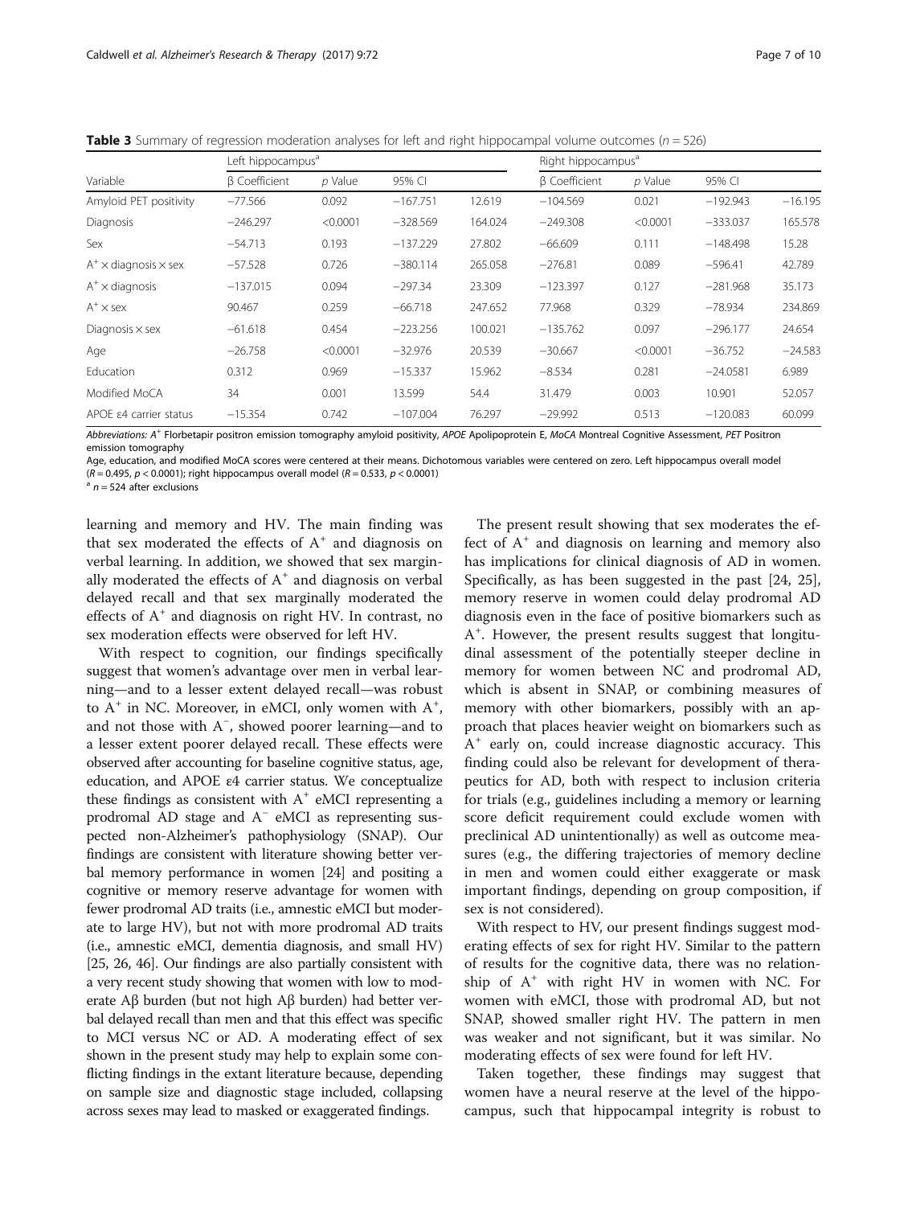**Table 3** Summary of regression moderation analyses for left and right hippocampal volume outcomes ($n = 526$)

| Variable | Left hippocampus[a] | | | | Right hippocampus[a] | | | |
|---|---|---|---|---|---|---|---|---|
| | β Coefficient | $p$ Value | 95% CI | | β Coefficient | $p$ Value | 95% CI | |
| Amyloid PET positivity | −77.566 | 0.092 | −167.751 | 12.619 | −104.569 | 0.021 | −192.943 | −16.195 |
| Diagnosis | −246.297 | <0.0001 | −328.569 | 164.024 | −249.308 | <0.0001 | −333.037 | 165.578 |
| Sex | −54.713 | 0.193 | −137.229 | 27.802 | −66.609 | 0.111 | −148.498 | 15.28 |
| $A^+$ × diagnosis × sex | −57.528 | 0.726 | −380.114 | 265.058 | −276.81 | 0.089 | −596.41 | 42.789 |
| $A^+$ × diagnosis | −137.015 | 0.094 | −297.34 | 23.309 | −123.397 | 0.127 | −281.968 | 35.173 |
| $A^+$ × sex | 90.467 | 0.259 | −66.718 | 247.652 | 77.968 | 0.329 | −78.934 | 234.869 |
| Diagnosis × sex | −61.618 | 0.454 | −223.256 | 100.021 | −135.762 | 0.097 | −296.177 | 24.654 |
| Age | −26.758 | <0.0001 | −32.976 | 20.539 | −30.667 | <0.0001 | −36.752 | −24.583 |
| Education | 0.312 | 0.969 | −15.337 | 15.962 | −8.534 | 0.281 | −24.0581 | 6.989 |
| Modified MoCA | 34 | 0.001 | 13.599 | 54.4 | 31.479 | 0.003 | 10.901 | 52.057 |
| APOE ε4 carrier status | −15.354 | 0.742 | −107.004 | 76.297 | −29.992 | 0.513 | −120.083 | 60.099 |

*Abbreviations:* $A^+$ Florbetapir positron emission tomography amyloid positivity, *APOE* Apolipoprotein E, *MoCA* Montreal Cognitive Assessment, *PET* Positron emission tomography

Age, education, and modified MoCA scores were centered at their means. Dichotomous variables were centered on zero. Left hippocampus overall model ($R = 0.495$, $p < 0.0001$); right hippocampus overall model ($R = 0.533$, $p < 0.0001$)

[a] $n = 524$ after exclusions

learning and memory and HV. The main finding was that sex moderated the effects of $A^+$ and diagnosis on verbal learning. In addition, we showed that sex marginally moderated the effects of $A^+$ and diagnosis on verbal delayed recall and that sex marginally moderated the effects of $A^+$ and diagnosis on right HV. In contrast, no sex moderation effects were observed for left HV.

With respect to cognition, our findings specifically suggest that women's advantage over men in verbal learning—and to a lesser extent delayed recall—was robust to $A^+$ in NC. Moreover, in eMCI, only women with $A^+$, and not those with $A^-$, showed poorer learning—and to a lesser extent poorer delayed recall. These effects were observed after accounting for baseline cognitive status, age, education, and APOE ε4 carrier status. We conceptualize these findings as consistent with $A^+$ eMCI representing a prodromal AD stage and $A^-$ eMCI as representing suspected non-Alzheimer's pathophysiology (SNAP). Our findings are consistent with literature showing better verbal memory performance in women [24] and positing a cognitive or memory reserve advantage for women with fewer prodromal AD traits (i.e., amnestic eMCI but moderate to large HV), but not with more prodromal AD traits (i.e., amnestic eMCI, dementia diagnosis, and small HV) [25, 26, 46]. Our findings are also partially consistent with a very recent study showing that women with low to moderate Aβ burden (but not high Aβ burden) had better verbal delayed recall than men and that this effect was specific to MCI versus NC or AD. A moderating effect of sex shown in the present study may help to explain some conflicting findings in the extant literature because, depending on sample size and diagnostic stage included, collapsing across sexes may lead to masked or exaggerated findings.

The present result showing that sex moderates the effect of $A^+$ and diagnosis on learning and memory also has implications for clinical diagnosis of AD in women. Specifically, as has been suggested in the past [24, 25], memory reserve in women could delay prodromal AD diagnosis even in the face of positive biomarkers such as $A^+$. However, the present results suggest that longitudinal assessment of the potentially steeper decline in memory for women between NC and prodromal AD, which is absent in SNAP, or combining measures of memory with other biomarkers, possibly with an approach that places heavier weight on biomarkers such as $A^+$ early on, could increase diagnostic accuracy. This finding could also be relevant for development of therapeutics for AD, both with respect to inclusion criteria for trials (e.g., guidelines including a memory or learning score deficit requirement could exclude women with preclinical AD unintentionally) as well as outcome measures (e.g., the differing trajectories of memory decline in men and women could either exaggerate or mask important findings, depending on group composition, if sex is not considered).

With respect to HV, our present findings suggest moderating effects of sex for right HV. Similar to the pattern of results for the cognitive data, there was no relationship of $A^+$ with right HV in women with NC. For women with eMCI, those with prodromal AD, but not SNAP, showed smaller right HV. The pattern in men was weaker and not significant, but it was similar. No moderating effects of sex were found for left HV.

Taken together, these findings may suggest that women have a neural reserve at the level of the hippocampus, such that hippocampal integrity is robust to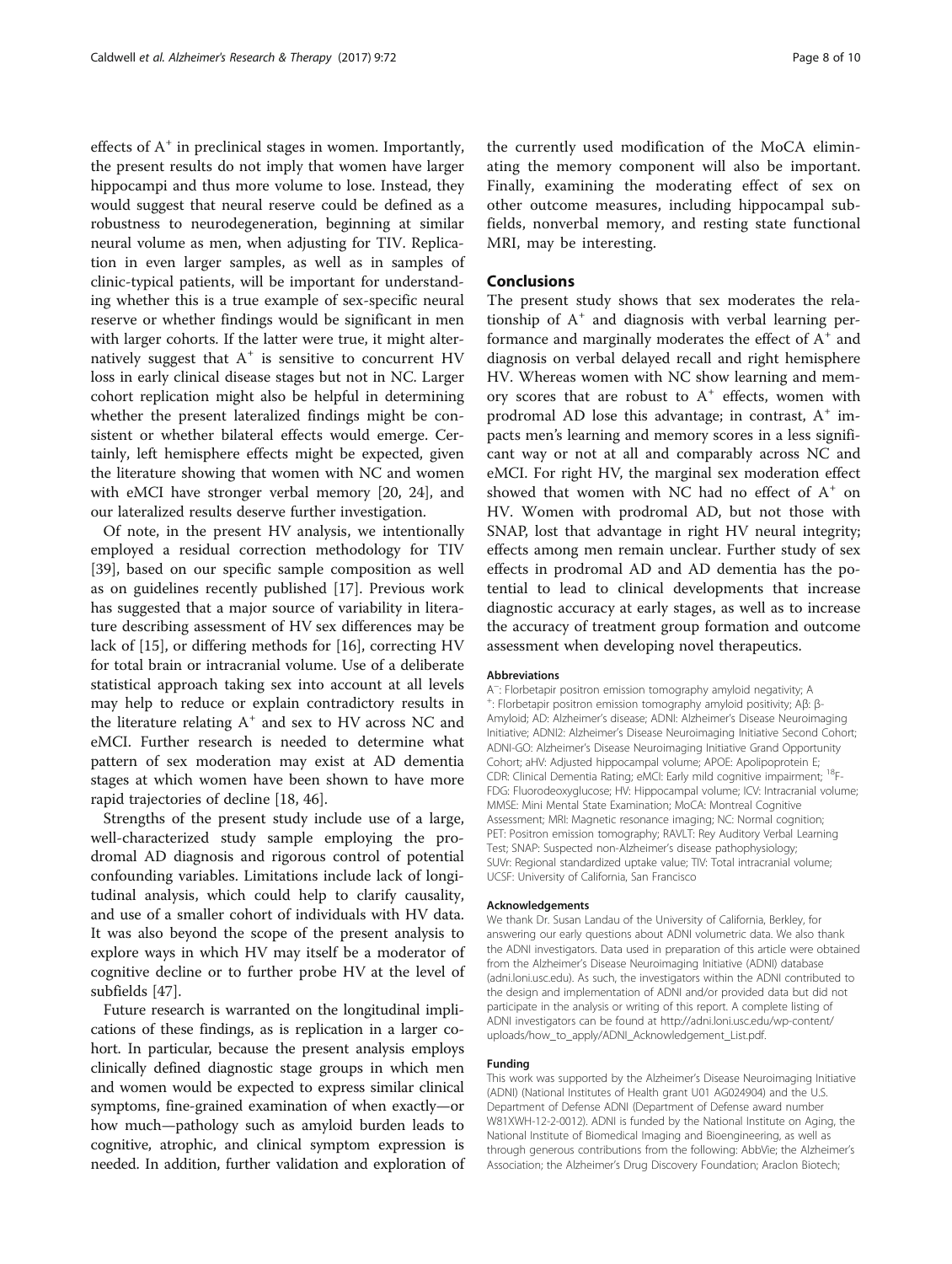effects of $A^+$ in preclinical stages in women. Importantly, the present results do not imply that women have larger hippocampi and thus more volume to lose. Instead, they would suggest that neural reserve could be defined as a robustness to neurodegeneration, beginning at similar neural volume as men, when adjusting for TIV. Replication in even larger samples, as well as in samples of clinic-typical patients, will be important for understanding whether this is a true example of sex-specific neural reserve or whether findings would be significant in men with larger cohorts. If the latter were true, it might alternatively suggest that $A^+$ is sensitive to concurrent HV loss in early clinical disease stages but not in NC. Larger cohort replication might also be helpful in determining whether the present lateralized findings might be consistent or whether bilateral effects would emerge. Certainly, left hemisphere effects might be expected, given the literature showing that women with NC and women with eMCI have stronger verbal memory [20, 24], and our lateralized results deserve further investigation.

Of note, in the present HV analysis, we intentionally employed a residual correction methodology for TIV [39], based on our specific sample composition as well as on guidelines recently published [17]. Previous work has suggested that a major source of variability in literature describing assessment of HV sex differences may be lack of [15], or differing methods for [16], correcting HV for total brain or intracranial volume. Use of a deliberate statistical approach taking sex into account at all levels may help to reduce or explain contradictory results in the literature relating $A^+$ and sex to HV across NC and eMCI. Further research is needed to determine what pattern of sex moderation may exist at AD dementia stages at which women have been shown to have more rapid trajectories of decline [18, 46].

Strengths of the present study include use of a large, well-characterized study sample employing the prodromal AD diagnosis and rigorous control of potential confounding variables. Limitations include lack of longitudinal analysis, which could help to clarify causality, and use of a smaller cohort of individuals with HV data. It was also beyond the scope of the present analysis to explore ways in which HV may itself be a moderator of cognitive decline or to further probe HV at the level of subfields [47].

Future research is warranted on the longitudinal implications of these findings, as is replication in a larger cohort. In particular, because the present analysis employs clinically defined diagnostic stage groups in which men and women would be expected to express similar clinical symptoms, fine-grained examination of when exactly—or how much—pathology such as amyloid burden leads to cognitive, atrophic, and clinical symptom expression is needed. In addition, further validation and exploration of the currently used modification of the MoCA eliminating the memory component will also be important. Finally, examining the moderating effect of sex on other outcome measures, including hippocampal subfields, nonverbal memory, and resting state functional MRI, may be interesting.

## Conclusions

The present study shows that sex moderates the relationship of $A^+$ and diagnosis with verbal learning performance and marginally moderates the effect of $A^+$ and diagnosis on verbal delayed recall and right hemisphere HV. Whereas women with NC show learning and memory scores that are robust to $A^+$ effects, women with prodromal AD lose this advantage; in contrast, $A^+$ impacts men's learning and memory scores in a less significant way or not at all and comparably across NC and eMCI. For right HV, the marginal sex moderation effect showed that women with NC had no effect of $A^+$ on HV. Women with prodromal AD, but not those with SNAP, lost that advantage in right HV neural integrity; effects among men remain unclear. Further study of sex effects in prodromal AD and AD dementia has the potential to lead to clinical developments that increase diagnostic accuracy at early stages, as well as to increase the accuracy of treatment group formation and outcome assessment when developing novel therapeutics.

#### Abbreviations

$A^-$: Florbetapir positron emission tomography amyloid negativity; $A^+$: Florbetapir positron emission tomography amyloid positivity; Aβ: β-Amyloid; AD: Alzheimer's disease; ADNI: Alzheimer's Disease Neuroimaging Initiative; ADNI2: Alzheimer's Disease Neuroimaging Initiative Second Cohort; ADNI-GO: Alzheimer's Disease Neuroimaging Initiative Grand Opportunity Cohort; aHV: Adjusted hippocampal volume; APOE: Apolipoprotein E; CDR: Clinical Dementia Rating; eMCI: Early mild cognitive impairment; $^{18}$F-FDG: Fluorodeoxyglucose; HV: Hippocampal volume; ICV: Intracranial volume; MMSE: Mini Mental State Examination; MoCA: Montreal Cognitive Assessment; MRI: Magnetic resonance imaging; NC: Normal cognition; PET: Positron emission tomography; RAVLT: Rey Auditory Verbal Learning Test; SNAP: Suspected non-Alzheimer's disease pathophysiology; SUVr: Regional standardized uptake value; TIV: Total intracranial volume; UCSF: University of California, San Francisco

#### Acknowledgements

We thank Dr. Susan Landau of the University of California, Berkley, for answering our early questions about ADNI volumetric data. We also thank the ADNI investigators. Data used in preparation of this article were obtained from the Alzheimer's Disease Neuroimaging Initiative (ADNI) database (adni.loni.usc.edu). As such, the investigators within the ADNI contributed to the design and implementation of ADNI and/or provided data but did not participate in the analysis or writing of this report. A complete listing of ADNI investigators can be found at http://adni.loni.usc.edu/wp-content/uploads/how_to_apply/ADNI_Acknowledgement_List.pdf.

#### Funding

This work was supported by the Alzheimer's Disease Neuroimaging Initiative (ADNI) (National Institutes of Health grant U01 AG024904) and the U.S. Department of Defense ADNI (Department of Defense award number W81XWH-12-2-0012). ADNI is funded by the National Institute on Aging, the National Institute of Biomedical Imaging and Bioengineering, as well as through generous contributions from the following: AbbVie; the Alzheimer's Association; the Alzheimer's Drug Discovery Foundation; Araclon Biotech;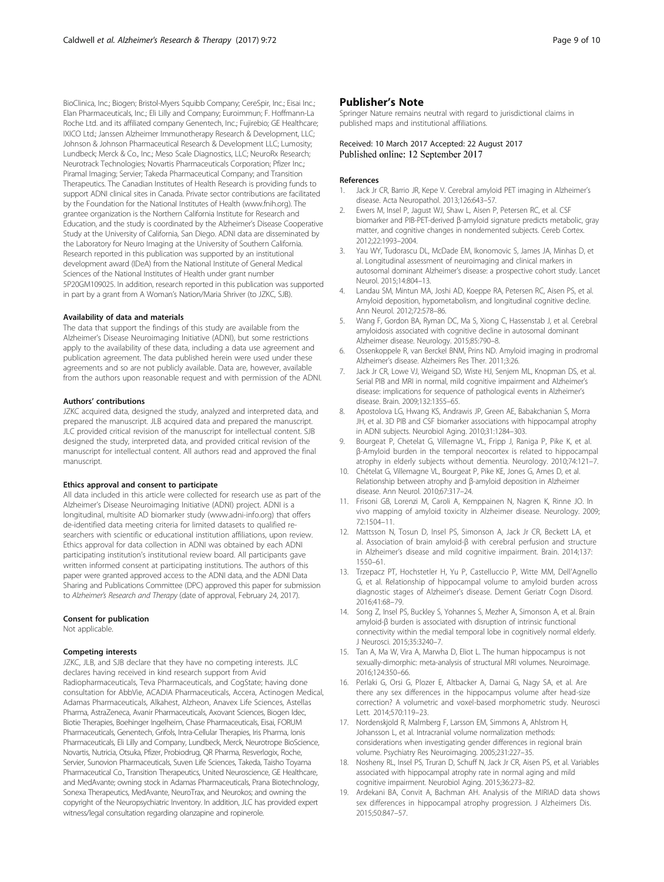BioClinica, Inc.; Biogen; Bristol-Myers Squibb Company; CereSpir, Inc.; Eisai Inc.; Elan Pharmaceuticals, Inc.; Eli Lilly and Company; Euroimmun; F. Hoffmann-La Roche Ltd. and its affiliated company Genentech, Inc.; Fujirebio; GE Healthcare; IXICO Ltd.; Janssen Alzheimer Immunotherapy Research & Development, LLC; Johnson & Johnson Pharmaceutical Research & Development LLC; Lumosity; Lundbeck; Merck & Co., Inc.; Meso Scale Diagnostics, LLC; NeuroRx Research; Neurotrack Technologies; Novartis Pharmaceuticals Corporation; Pfizer Inc.; Piramal Imaging; Servier; Takeda Pharmaceutical Company; and Transition Therapeutics. The Canadian Institutes of Health Research is providing funds to support ADNI clinical sites in Canada. Private sector contributions are facilitated by the Foundation for the National Institutes of Health (www.fnih.org). The grantee organization is the Northern California Institute for Research and Education, and the study is coordinated by the Alzheimer's Disease Cooperative Study at the University of California, San Diego. ADNI data are disseminated by the Laboratory for Neuro Imaging at the University of Southern California. Research reported in this publication was supported by an institutional development award (IDeA) from the National Institute of General Medical Sciences of the National Institutes of Health under grant number 5P20GM109025. In addition, research reported in this publication was supported in part by a grant from A Woman's Nation/Maria Shriver (to JZKC, SJB).

#### Availability of data and materials

The data that support the findings of this study are available from the Alzheimer's Disease Neuroimaging Initiative (ADNI), but some restrictions apply to the availability of these data, including a data use agreement and publication agreement. The data published herein were used under these agreements and so are not publicly available. Data are, however, available from the authors upon reasonable request and with permission of the ADNI.

#### Authors' contributions

JZKC acquired data, designed the study, analyzed and interpreted data, and prepared the manuscript. JLB acquired data and prepared the manuscript. JLC provided critical revision of the manuscript for intellectual content. SJB designed the study, interpreted data, and provided critical revision of the manuscript for intellectual content. All authors read and approved the final manuscript.

#### Ethics approval and consent to participate

All data included in this article were collected for research use as part of the Alzheimer's Disease Neuroimaging Initiative (ADNI) project. ADNI is a longitudinal, multisite AD biomarker study (www.adni-info.org) that offers de-identified data meeting criteria for limited datasets to qualified re-searchers with scientific or educational institution affiliations, upon review. Ethics approval for data collection in ADNI was obtained by each ADNI participating institution's institutional review board. All participants gave written informed consent at participating institutions. The authors of this paper were granted approved access to the ADNI data, and the ADNI Data Sharing and Publications Committee (DPC) approved this paper for submission to *Alzheimer's Research and Therapy* (date of approval, February 24, 2017).

#### Consent for publication

Not applicable.

#### Competing interests

JZKC, JLB, and SJB declare that they have no competing interests. JLC declares having received in kind research support from Avid Radiopharmaceuticals, Teva Pharmaceuticals, and CogState; having done consultation for AbbVie, ACADIA Pharmaceuticals, Accera, Actinogen Medical, Adamas Pharmaceuticals, Alkahest, Alzheon, Anavex Life Sciences, Astellas Pharma, AstraZeneca, Avanir Pharmaceuticals, Axovant Sciences, Biogen Idec, Biotie Therapies, Boehinger Ingelheim, Chase Pharmaceuticals, Eisai, FORUM Pharmaceuticals, Genentech, Grifols, Intra-Cellular Therapies, Iris Pharma, Ionis Pharmaceuticals, Eli Lilly and Company, Lundbeck, Merck, Neurotrope BioScience, Novartis, Nutricia, Otsuka, Pfizer, Probiodrug, QR Pharma, Resverlogix, Roche, Servier, Sunovion Pharmaceuticals, Suven Life Sciences, Takeda, Taisho Toyama Pharmaceutical Co., Transition Therapeutics, United Neuroscience, GE Healthcare, and MedAvante; owning stock in Adamas Pharmaceuticals, Prana Biotechnology, Sonexa Therapeutics, MedAvante, NeuroTrax, and Neurokos; and owning the copyright of the Neuropsychiatric Inventory. In addition, JLC has provided expert witness/legal consultation regarding olanzapine and ropinerole.

## Publisher's Note

Springer Nature remains neutral with regard to jurisdictional claims in published maps and institutional affiliations.

Received: 10 March 2017 Accepted: 22 August 2017
Published online: 12 September 2017

#### References

1. Jack Jr CR, Barrio JR, Kepe V. Cerebral amyloid PET imaging in Alzheimer's disease. Acta Neuropathol. 2013;126:643–57.
2. Ewers M, Insel P, Jagust WJ, Shaw L, Aisen P, Petersen RC, et al. CSF biomarker and PIB-PET-derived β-amyloid signature predicts metabolic, gray matter, and cognitive changes in nondemented subjects. Cereb Cortex. 2012;22:1993–2004.
3. Yau WY, Tudorascu DL, McDade EM, Ikonomovic S, James JA, Minhas D, et al. Longitudinal assessment of neuroimaging and clinical markers in autosomal dominant Alzheimer's disease: a prospective cohort study. Lancet Neurol. 2015;14:804–13.
4. Landau SM, Mintun MA, Joshi AD, Koeppe RA, Petersen RC, Aisen PS, et al. Amyloid deposition, hypometabolism, and longitudinal cognitive decline. Ann Neurol. 2012;72:578–86.
5. Wang F, Gordon BA, Ryman DC, Ma S, Xiong C, Hassenstab J, et al. Cerebral amyloidosis associated with cognitive decline in autosomal dominant Alzheimer disease. Neurology. 2015;85:790–8.
6. Ossenkoppele R, van Berckel BNM, Prins ND. Amyloid imaging in prodromal Alzheimer's disease. Alzheimers Res Ther. 2011;3:26.
7. Jack Jr CR, Lowe VJ, Weigand SD, Wiste HJ, Senjem ML, Knopman DS, et al. Serial PIB and MRI in normal, mild cognitive impairment and Alzheimer's disease: implications for sequence of pathological events in Alzheimer's disease. Brain. 2009;132:1355–65.
8. Apostolova LG, Hwang KS, Andrawis JP, Green AE, Babakchanian S, Morra JH, et al. 3D PIB and CSF biomarker associations with hippocampal atrophy in ADNI subjects. Neurobiol Aging. 2010;31:1284–303.
9. Bourgeat P, Chetelat G, Villemagne VL, Fripp J, Raniga P, Pike K, et al. β-Amyloid burden in the temporal neocortex is related to hippocampal atrophy in elderly subjects without dementia. Neurology. 2010;74:121–7.
10. Chételat G, Villemagne VL, Bourgeat P, Pike KE, Jones G, Ames D, et al. Relationship between atrophy and β-amyloid deposition in Alzheimer disease. Ann Neurol. 2010;67:317–24.
11. Frisoni GB, Lorenzi M, Caroli A, Kemppainen N, Nagren K, Rinne JO. In vivo mapping of amyloid toxicity in Alzheimer disease. Neurology. 2009; 72:1504–11.
12. Mattsson N, Tosun D, Insel PS, Simonson A, Jack Jr CR, Beckett LA, et al. Association of brain amyloid-β with cerebral perfusion and structure in Alzheimer's disease and mild cognitive impairment. Brain. 2014;137: 1550–61.
13. Trzepacz PT, Hochstetler H, Yu P, Castelluccio P, Witte MM, Dell'Agnello G, et al. Relationship of hippocampal volume to amyloid burden across diagnostic stages of Alzheimer's disease. Dement Geriatr Cogn Disord. 2016;41:68–79.
14. Song Z, Insel PS, Buckley S, Yohannes S, Mezher A, Simonson A, et al. Brain amyloid-β burden is associated with disruption of intrinsic functional connectivity within the medial temporal lobe in cognitively normal elderly. J Neurosci. 2015;35:3240–7.
15. Tan A, Ma W, Vira A, Marwha D, Eliot L. The human hippocampus is not sexually-dimorphic: meta-analysis of structural MRI volumes. Neuroimage. 2016;124:350–66.
16. Perlaki G, Orsi G, Plozer E, Altbacker A, Darnai G, Nagy SA, et al. Are there any sex differences in the hippocampus volume after head-size correction? A volumetric and voxel-based morphometric study. Neurosci Lett. 2014;570:119–23.
17. Nordenskjold R, Malmberg F, Larsson EM, Simmons A, Ahlstrom H, Johansson L, et al. Intracranial volume normalization methods: considerations when investigating gender differences in regional brain volume. Psychiatry Res Neuroimaging. 2005;231:227–35.
18. Nosheny RL, Insel PS, Truran D, Schuff N, Jack Jr CR, Aisen PS, et al. Variables associated with hippocampal atrophy rate in normal aging and mild cognitive impairment. Neurobiol Aging. 2015;36:273–82.
19. Ardekani BA, Convit A, Bachman AH. Analysis of the MIRIAD data shows sex differences in hippocampal atrophy progression. J Alzheimers Dis. 2015;50:847–57.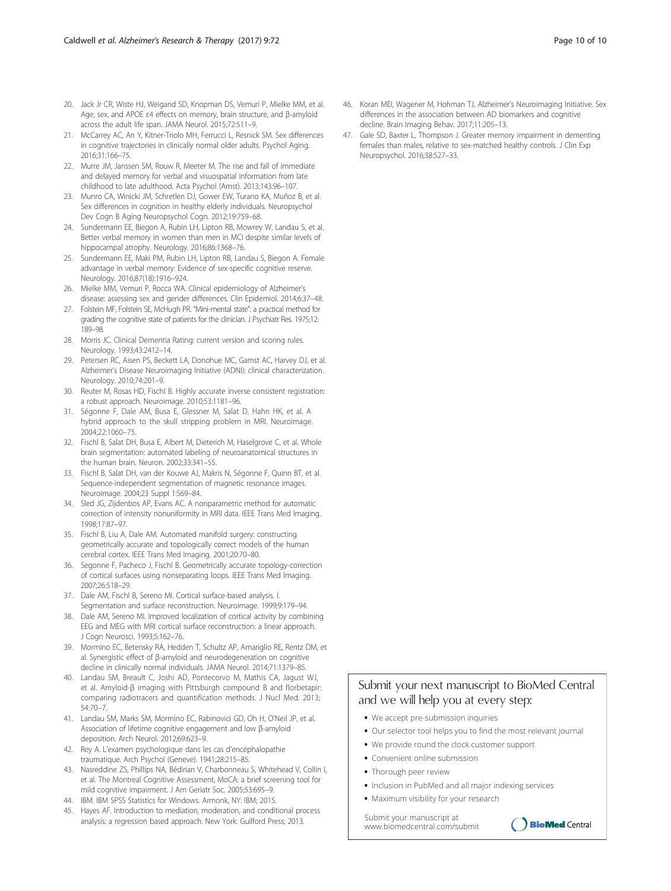20. Jack Jr CR, Wiste HJ, Weigand SD, Knopman DS, Vemuri P, Mielke MM, et al. Age, sex, and APOE ε4 effects on memory, brain structure, and β-amyloid across the adult life span. JAMA Neurol. 2015;72:511–9.
21. McCarrey AC, An Y, Kitner-Triolo MH, Ferrucci L, Resnick SM. Sex differences in cognitive trajectories in clinically normal older adults. Psychol Aging. 2016;31:166–75.
22. Murre JM, Janssen SM, Rouw R, Meeter M. The rise and fall of immediate and delayed memory for verbal and visuospatial information from late childhood to late adulthood. Acta Psychol (Amst). 2013;143:96–107.
23. Munro CA, Winicki JM, Schretlen DJ, Gower EW, Turano KA, Muñoz B, et al. Sex differences in cognition in healthy elderly individuals. Neuropsychol Dev Cogn B Aging Neuropsychol Cogn. 2012;19:759–68.
24. Sundermann EE, Biegon A, Rubin LH, Lipton RB, Mowrey W, Landau S, et al. Better verbal memory in women than men in MCI despite similar levels of hippocampal atrophy. Neurology. 2016;86:1368–76.
25. Sundermann EE, Maki PM, Rubin LH, Lipton RB, Landau S, Biegon A. Female advantage in verbal memory: Evidence of sex-specific cognitive reserve. Neurology. 2016;87(18):1916–924.
26. Mielke MM, Vemuri P, Rocca WA. Clinical epidemiology of Alzheimer's disease: assessing sex and gender differences. Clin Epidemiol. 2014;6:37–48.
27. Folstein MF, Folstein SE, McHugh PR. "Mini-mental state": a practical method for grading the cognitive state of patients for the clinician. J Psychiatr Res. 1975;12:189–98.
28. Morris JC. Clinical Dementia Rating: current version and scoring rules. Neurology. 1993;43:2412–14.
29. Petersen RC, Aisen PS, Beckett LA, Donohue MC, Gamst AC, Harvey DJ, et al. Alzheimer's Disease Neuroimaging Initiative (ADNI): clinical characterization. Neurology. 2010;74:201–9.
30. Reuter M, Rosas HD, Fischl B. Highly accurate inverse consistent registration: a robust approach. Neuroimage. 2010;53:1181–96.
31. Ségonne F, Dale AM, Busa E, Glessner M, Salat D, Hahn HK, et al. A hybrid approach to the skull stripping problem in MRI. Neuroimage. 2004;22:1060–75.
32. Fischl B, Salat DH, Busa E, Albert M, Dieterich M, Haselgrove C, et al. Whole brain segmentation: automated labeling of neuroanatomical structures in the human brain. Neuron. 2002;33:341–55.
33. Fischl B, Salat DH, van der Kouwe AJ, Makris N, Ségonne F, Quinn BT, et al. Sequence-independent segmentation of magnetic resonance images. Neuroimage. 2004;23 Suppl 1:S69–84.
34. Sled JG, Zijdenbos AP, Evans AC. A nonparametric method for automatic correction of intensity nonuniformity in MRI data. IEEE Trans Med Imaging. 1998;17:87–97.
35. Fischl B, Liu A, Dale AM. Automated manifold surgery: constructing geometrically accurate and topologically correct models of the human cerebral cortex. IEEE Trans Med Imaging. 2001;20:70–80.
36. Segonne F, Pacheco J, Fischl B. Geometrically accurate topology-correction of cortical surfaces using nonseparating loops. IEEE Trans Med Imaging. 2007;26:518–29.
37. Dale AM, Fischl B, Sereno MI. Cortical surface-based analysis. I. Segmentation and surface reconstruction. Neuroimage. 1999;9:179–94.
38. Dale AM, Sereno MI. Improved localization of cortical activity by combining EEG and MEG with MRI cortical surface reconstruction: a linear approach. J Cogn Neurosci. 1993;5:162–76.
39. Mormino EC, Betensky RA, Hedden T, Schultz AP, Amariglio RE, Rentz DM, et al. Synergistic effect of β-amyloid and neurodegeneration on cognitive decline in clinically normal individuals. JAMA Neurol. 2014;71:1379–85.
40. Landau SM, Breault C, Joshi AD, Pontecorvo M, Mathis CA, Jagust WJ, et al. Amyloid-β imaging with Pittsburgh compound B and florbetapir: comparing radiotracers and quantification methods. J Nucl Med. 2013;54:70–7.
41. Landau SM, Marks SM, Mormino EC, Rabinovici GD, Oh H, O'Neil JP, et al. Association of lifetime cognitive engagement and low β-amyloid deposition. Arch Neurol. 2012;69:623–9.
42. Rey A. L'examen psychologique dans les cas d'encéphalopathie traumatique. Arch Psychol (Geneve). 1941;28:215–85.
43. Nasreddine ZS, Phillips NA, Bédirian V, Charbonneau S, Whitehead V, Collin I, et al. The Montreal Cognitive Assessment, MoCA: a brief screening tool for mild cognitive impairment. J Am Geriatr Soc. 2005;53:695–9.
44. IBM. IBM SPSS Statistics for Windows. Armonk, NY: IBM; 2015.
45. Hayes AF. Introduction to mediation, moderation, and conditional process analysis: a regression based approach. New York: Guilford Press; 2013.
46. Koran MEI, Wagener M, Hohman TJ, Alzheimer's Neuroimaging Initiative. Sex differences in the association between AD biomarkers and cognitive decline. Brain Imaging Behav. 2017;11:205–13.
47. Gale SD, Baxter L, Thompson J. Greater memory impairment in dementing females than males, relative to sex-matched healthy controls. J Clin Exp Neuropsychol. 2016;38:527–33.

Submit your next manuscript to BioMed Central and we will help you at every step:

- We accept pre-submission inquiries
- Our selector tool helps you to find the most relevant journal
- We provide round the clock customer support
- Convenient online submission
- Thorough peer review
- Inclusion in PubMed and all major indexing services
- Maximum visibility for your research

Submit your manuscript at www.biomedcentral.com/submit

BioMed Central